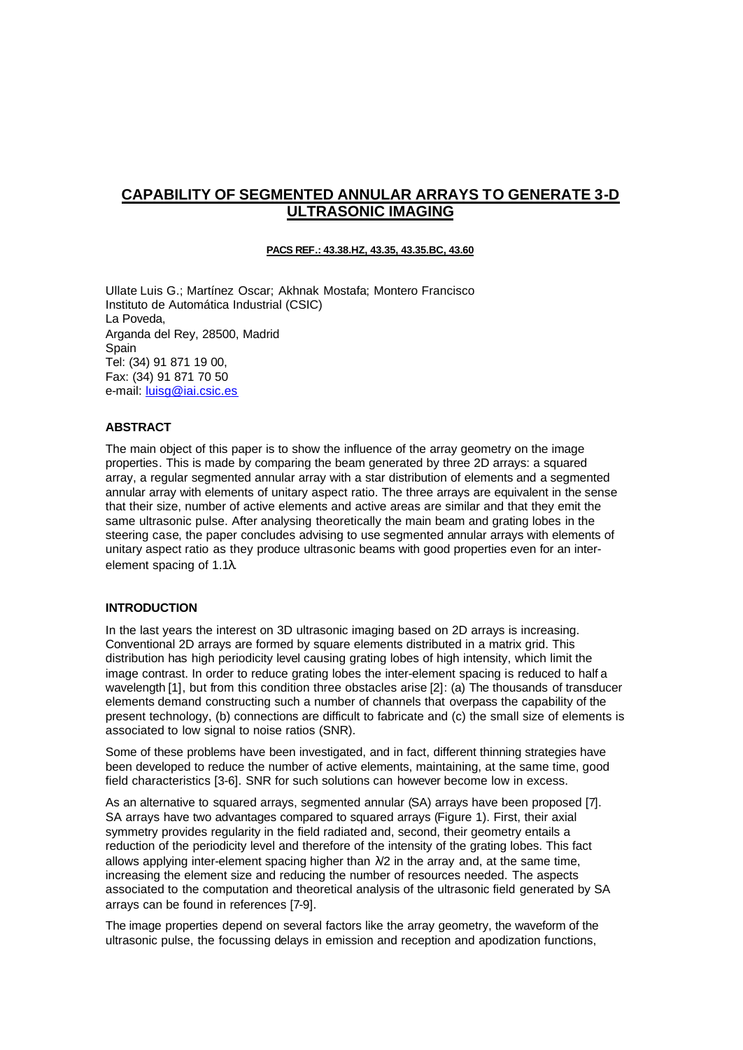# CAPABILITY OF SEGMENTED ANNULAR ARRAYS TO GENERATE 3-D ULTRASONIC IMAGING

**PACS REF.: 43.38.HZ, 43.35, 43.35.BC, 43.60**

Ullate Luis G.; Martínez Oscar; Akhnak Mostafa; Montero Francisco
Instituto de Automática Industrial (CSIC)
La Poveda,
Arganda del Rey, 28500, Madrid
Spain
Tel: (34) 91 871 19 00,
Fax: (34) 91 871 70 50
e-mail: luisg@iai.csic.es

## ABSTRACT

The main object of this paper is to show the influence of the array geometry on the image properties. This is made by comparing the beam generated by three 2D arrays: a squared array, a regular segmented annular array with a star distribution of elements and a segmented annular array with elements of unitary aspect ratio. The three arrays are equivalent in the sense that their size, number of active elements and active areas are similar and that they emit the same ultrasonic pulse. After analysing theoretically the main beam and grating lobes in the steering case, the paper concludes advising to use segmented annular arrays with elements of unitary aspect ratio as they produce ultrasonic beams with good properties even for an inter-element spacing of 1.1λ.

## INTRODUCTION

In the last years the interest on 3D ultrasonic imaging based on 2D arrays is increasing. Conventional 2D arrays are formed by square elements distributed in a matrix grid. This distribution has high periodicity level causing grating lobes of high intensity, which limit the image contrast. In order to reduce grating lobes the inter-element spacing is reduced to half a wavelength [1], but from this condition three obstacles arise [2]: (a) The thousands of transducer elements demand constructing such a number of channels that overpass the capability of the present technology, (b) connections are difficult to fabricate and (c) the small size of elements is associated to low signal to noise ratios (SNR).

Some of these problems have been investigated, and in fact, different thinning strategies have been developed to reduce the number of active elements, maintaining, at the same time, good field characteristics [3-6]. SNR for such solutions can however become low in excess.

As an alternative to squared arrays, segmented annular (SA) arrays have been proposed [7]. SA arrays have two advantages compared to squared arrays (Figure 1). First, their axial symmetry provides regularity in the field radiated and, second, their geometry entails a reduction of the periodicity level and therefore of the intensity of the grating lobes. This fact allows applying inter-element spacing higher than λ/2 in the array and, at the same time, increasing the element size and reducing the number of resources needed. The aspects associated to the computation and theoretical analysis of the ultrasonic field generated by SA arrays can be found in references [7-9].

The image properties depend on several factors like the array geometry, the waveform of the ultrasonic pulse, the focussing delays in emission and reception and apodization functions,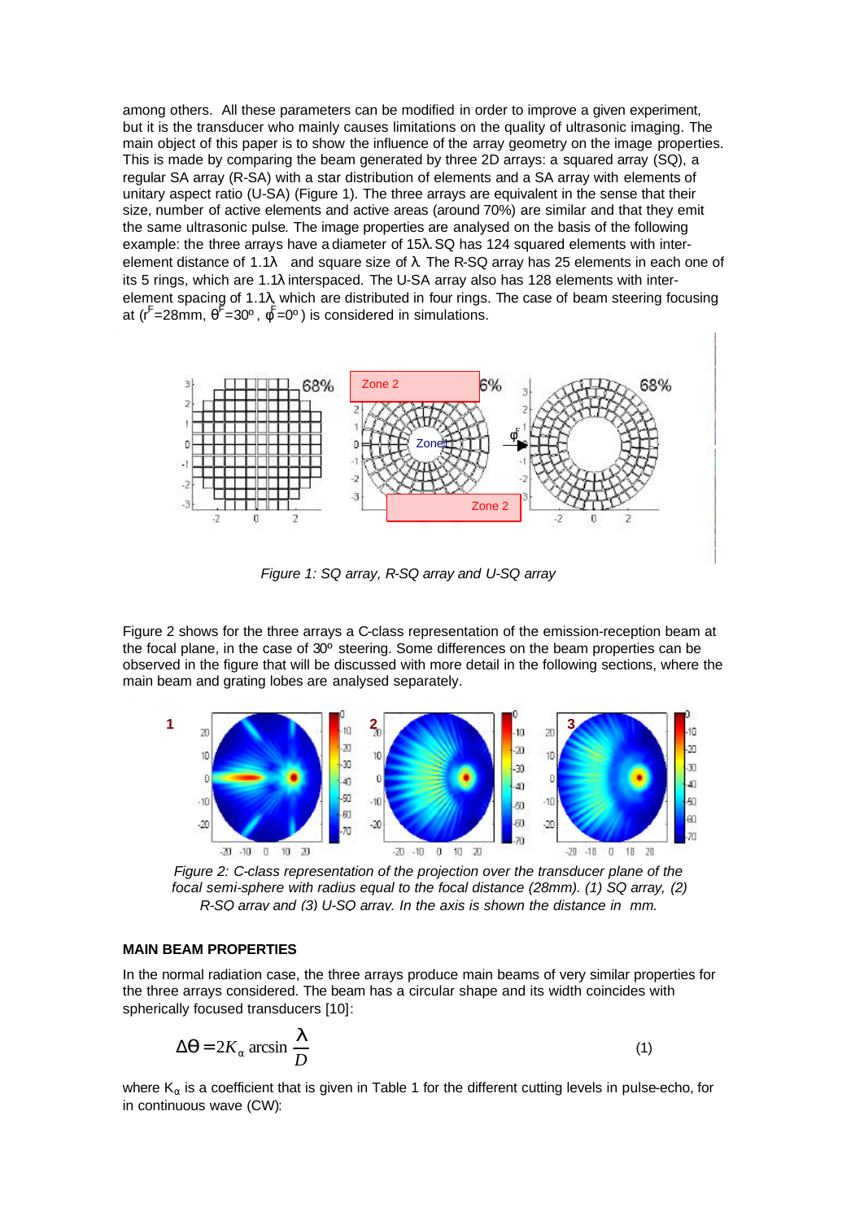among others. All these parameters can be modified in order to improve a given experiment, but it is the transducer who mainly causes limitations on the quality of ultrasonic imaging. The main object of this paper is to show the influence of the array geometry on the image properties. This is made by comparing the beam generated by three 2D arrays: a squared array (SQ), a regular SA array (R-SA) with a star distribution of elements and a SA array with elements of unitary aspect ratio (U-SA) (Figure 1). The three arrays are equivalent in the sense that their size, number of active elements and active areas (around 70%) are similar and that they emit the same ultrasonic pulse. The image properties are analysed on the basis of the following example: the three arrays have a diameter of 15λ. SQ has 124 squared elements with inter-element distance of 1.1λ and square size of λ. The R-SQ array has 25 elements in each one of its 5 rings, which are 1.1λ interspaced. The U-SA array also has 128 elements with inter-element spacing of 1.1λ, which are distributed in four rings. The case of beam steering focusing at ($r^F$=28mm, $\theta^F$=30º, $\phi^F$=0º) is considered in simulations.

*Figure 1: SQ array, R-SQ array and U-SQ array*

Figure 2 shows for the three arrays a C-class representation of the emission-reception beam at the focal plane, in the case of 30º steering. Some differences on the beam properties can be observed in the figure that will be discussed with more detail in the following sections, where the main beam and grating lobes are analysed separately.

*Figure 2: C-class representation of the projection over the transducer plane of the focal semi-sphere with radius equal to the focal distance (28mm). (1) SQ array, (2) R-SQ array and (3) U-SQ array. In the axis is shown the distance in mm.*

### MAIN BEAM PROPERTIES

In the normal radiation case, the three arrays produce main beams of very similar properties for the three arrays considered. The beam has a circular shape and its width coincides with spherically focused transducers [10]:

$$\Delta\theta = 2K_{\alpha} \arcsin \frac{\lambda}{D} \qquad (1)$$

where $K_{\alpha}$ is a coefficient that is given in Table 1 for the different cutting levels in pulse-echo, for in continuous wave (CW):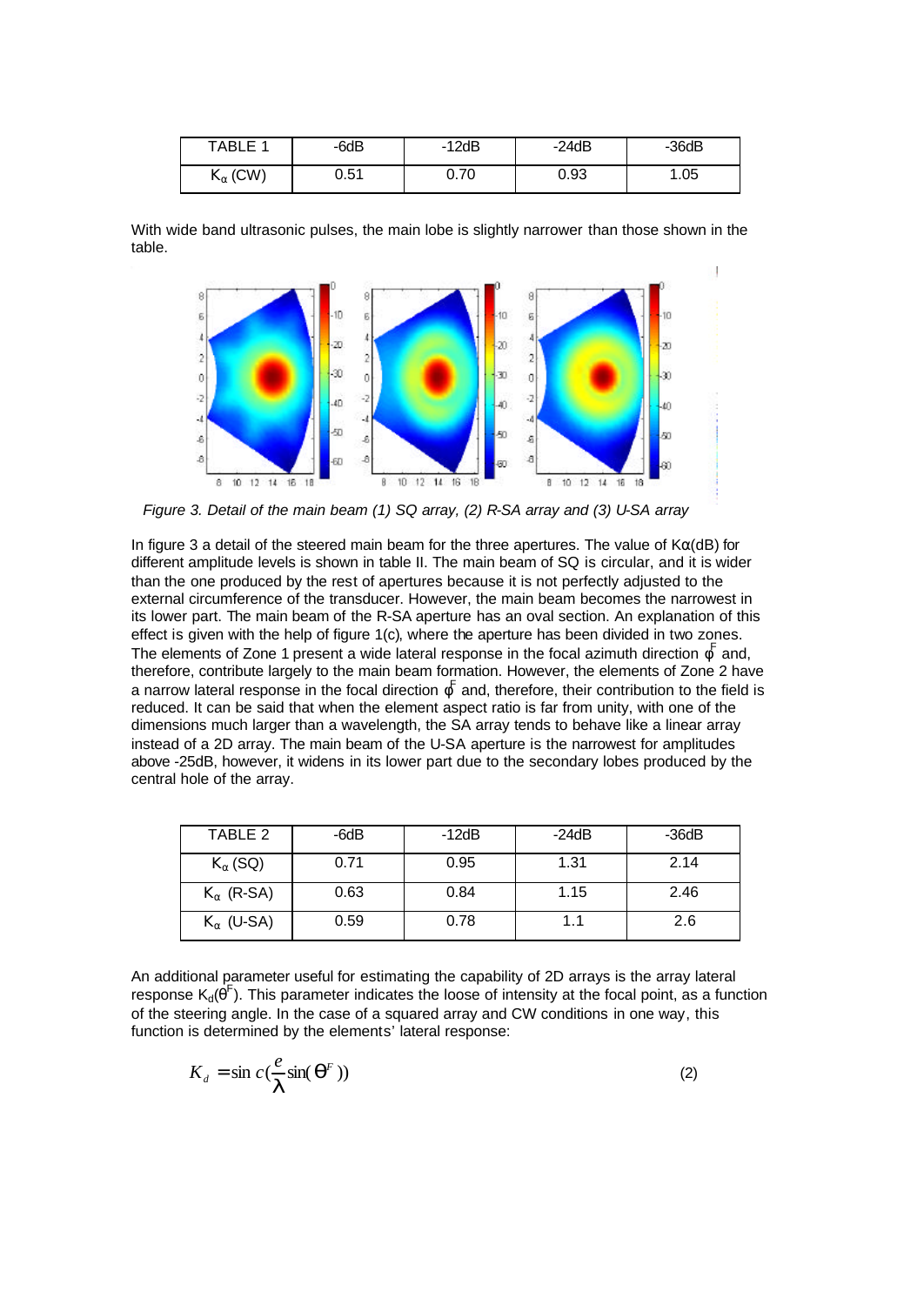| TABLE 1 | -6dB | -12dB | -24dB | -36dB |
|---|---|---|---|---|
| $K_\alpha$ (CW) | 0.51 | 0.70 | 0.93 | 1.05 |

With wide band ultrasonic pulses, the main lobe is slightly narrower than those shown in the table.

*Figure 3. Detail of the main beam (1) SQ array, (2) R-SA array and (3) U-SA array*

In figure 3 a detail of the steered main beam for the three apertures. The value of $K\alpha$(dB) for different amplitude levels is shown in table II. The main beam of SQ is circular, and it is wider than the one produced by the rest of apertures because it is not perfectly adjusted to the external circumference of the transducer. However, the main beam becomes the narrowest in its lower part. The main beam of the R-SA aperture has an oval section. An explanation of this effect is given with the help of figure 1(c), where the aperture has been divided in two zones. The elements of Zone 1 present a wide lateral response in the focal azimuth direction $\phi^F$ and, therefore, contribute largely to the main beam formation. However, the elements of Zone 2 have a narrow lateral response in the focal direction $\phi^F$ and, therefore, their contribution to the field is reduced. It can be said that when the element aspect ratio is far from unity, with one of the dimensions much larger than a wavelength, the SA array tends to behave like a linear array instead of a 2D array. The main beam of the U-SA aperture is the narrowest for amplitudes above -25dB, however, it widens in its lower part due to the secondary lobes produced by the central hole of the array.

| TABLE 2 | -6dB | -12dB | -24dB | -36dB |
|---|---|---|---|---|
| $K_\alpha$ (SQ) | 0.71 | 0.95 | 1.31 | 2.14 |
| $K_\alpha$ (R-SA) | 0.63 | 0.84 | 1.15 | 2.46 |
| $K_\alpha$ (U-SA) | 0.59 | 0.78 | 1.1 | 2.6 |

An additional parameter useful for estimating the capability of 2D arrays is the array lateral response $K_d(\theta^F)$. This parameter indicates the loose of intensity at the focal point, as a function of the steering angle. In the case of a squared array and CW conditions in one way, this function is determined by the elements' lateral response:

$$K_d = \sin c\left(\frac{e}{\lambda}\sin(\theta^F)\right) \tag{2}$$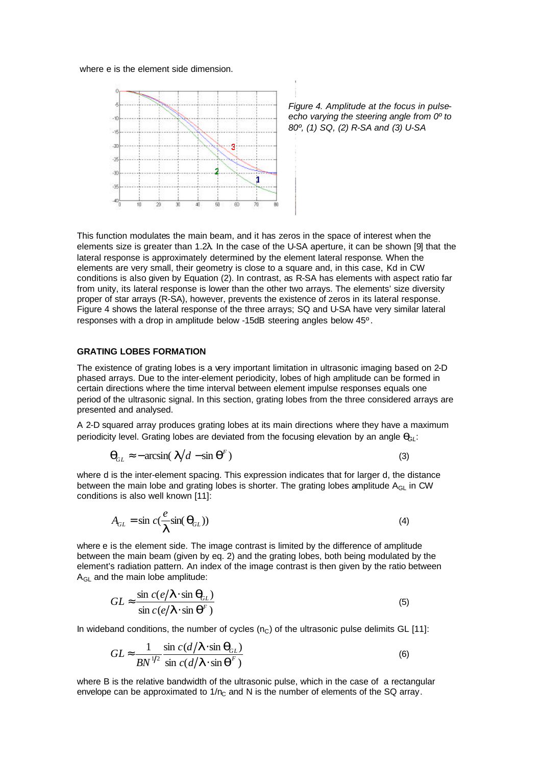where e is the element side dimension.

*Figure 4. Amplitude at the focus in pulse-echo varying the steering angle from 0º to 80º, (1) SQ, (2) R-SA and (3) U-SA*

This function modulates the main beam, and it has zeros in the space of interest when the elements size is greater than 1.2λ. In the case of the U-SA aperture, it can be shown [9] that the lateral response is approximately determined by the element lateral response. When the elements are very small, their geometry is close to a square and, in this case, Kd in CW conditions is also given by Equation (2). In contrast, as R-SA has elements with aspect ratio far from unity, its lateral response is lower than the other two arrays. The elements' size diversity proper of star arrays (R-SA), however, prevents the existence of zeros in its lateral response. Figure 4 shows the lateral response of the three arrays; SQ and U-SA have very similar lateral responses with a drop in amplitude below -15dB steering angles below 45º.

### GRATING LOBES FORMATION

The existence of grating lobes is a very important limitation in ultrasonic imaging based on 2-D phased arrays. Due to the inter-element periodicity, lobes of high amplitude can be formed in certain directions where the time interval between element impulse responses equals one period of the ultrasonic signal. In this section, grating lobes from the three considered arrays are presented and analysed.

A 2-D squared array produces grating lobes at its main directions where they have a maximum periodicity level. Grating lobes are deviated from the focusing elevation by an angle $\theta_{GL}$:

$$\theta_{GL} \approx -\arcsin(\lambda/d - \sin\theta^F) \tag{3}$$

where d is the inter-element spacing. This expression indicates that for larger d, the distance between the main lobe and grating lobes is shorter. The grating lobes amplitude $A_{GL}$ in CW conditions is also well known [11]:

$$A_{GL} = \sin c(\frac{e}{\lambda}\sin(\theta_{GL})) \tag{4}$$

where e is the element side. The image contrast is limited by the difference of amplitude between the main beam (given by eq. 2) and the grating lobes, both being modulated by the element's radiation pattern. An index of the image contrast is then given by the ratio between $A_{GL}$ and the main lobe amplitude:

$$GL \approx \frac{\sin c(e/\lambda \cdot \sin\theta_{GL})}{\sin c(e/\lambda \cdot \sin\theta^F)} \tag{5}$$

In wideband conditions, the number of cycles ($n_C$) of the ultrasonic pulse delimits GL [11]:

$$GL \approx \frac{1}{BN^{1/2}} \frac{\sin c(d/\lambda \cdot \sin\theta_{GL})}{\sin c(d/\lambda \cdot \sin\theta^F)} \tag{6}$$

where B is the relative bandwidth of the ultrasonic pulse, which in the case of a rectangular envelope can be approximated to $1/n_C$ and N is the number of elements of the SQ array.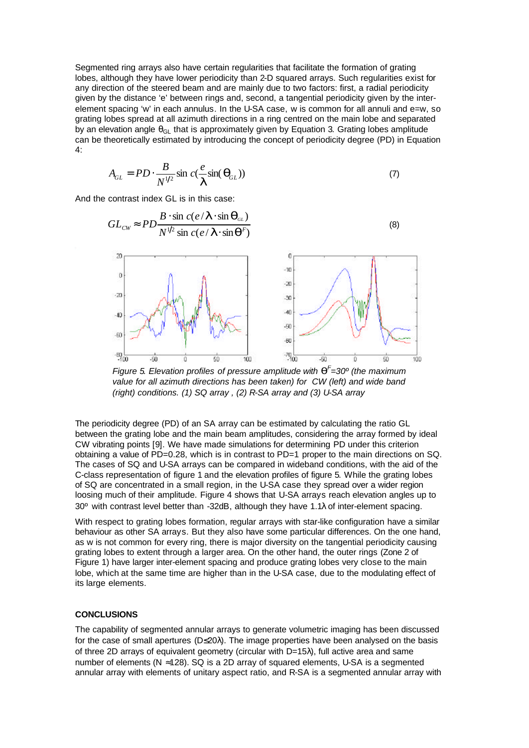Segmented ring arrays also have certain regularities that facilitate the formation of grating lobes, although they have lower periodicity than 2-D squared arrays. Such regularities exist for any direction of the steered beam and are mainly due to two factors: first, a radial periodicity given by the distance 'e' between rings and, second, a tangential periodicity given by the inter-element spacing 'w' in each annulus. In the U-SA case, w is common for all annuli and e=w, so grating lobes spread at all azimuth directions in a ring centred on the main lobe and separated by an elevation angle $\theta_{GL}$ that is approximately given by Equation 3. Grating lobes amplitude can be theoretically estimated by introducing the concept of periodicity degree (PD) in Equation 4:

$$A_{GL} = PD \cdot \frac{B}{N^{1/2}} \sin c\left(\frac{e}{\lambda} \sin(\theta_{GL})\right) \tag{7}$$

And the contrast index GL is in this case:

$$GL_{CW} \approx PD \frac{B \cdot \sin c(e/\lambda \cdot \sin\theta_{GL})}{N^{1/2} \sin c(e/\lambda \cdot \sin\theta^{F})} \tag{8}$$

*Figure 5. Elevation profiles of pressure amplitude with $\theta^F$=30º (the maximum value for all azimuth directions has been taken) for CW (left) and wide band (right) conditions. (1) SQ array , (2) R-SA array and (3) U-SA array*

The periodicity degree (PD) of an SA array can be estimated by calculating the ratio GL between the grating lobe and the main beam amplitudes, considering the array formed by ideal CW vibrating points [9]. We have made simulations for determining PD under this criterion obtaining a value of PD=0.28, which is in contrast to PD=1 proper to the main directions on SQ. The cases of SQ and U-SA arrays can be compared in wideband conditions, with the aid of the C-class representation of figure 1 and the elevation profiles of figure 5. While the grating lobes of SQ are concentrated in a small region, in the U-SA case they spread over a wider region loosing much of their amplitude. Figure 4 shows that U-SA arrays reach elevation angles up to 30º with contrast level better than -32dB, although they have 1.1λ of inter-element spacing.

With respect to grating lobes formation, regular arrays with star-like configuration have a similar behaviour as other SA arrays. But they also have some particular differences. On the one hand, as w is not common for every ring, there is major diversity on the tangential periodicity causing grating lobes to extent through a larger area. On the other hand, the outer rings (Zone 2 of Figure 1) have larger inter-element spacing and produce grating lobes very close to the main lobe, which at the same time are higher than in the U-SA case, due to the modulating effect of its large elements.

## CONCLUSIONS

The capability of segmented annular arrays to generate volumetric imaging has been discussed for the case of small apertures (D≤20λ). The image properties have been analysed on the basis of three 2D arrays of equivalent geometry (circular with D=15λ), full active area and same number of elements (N ≈128). SQ is a 2D array of squared elements, U-SA is a segmented annular array with elements of unitary aspect ratio, and R-SA is a segmented annular array with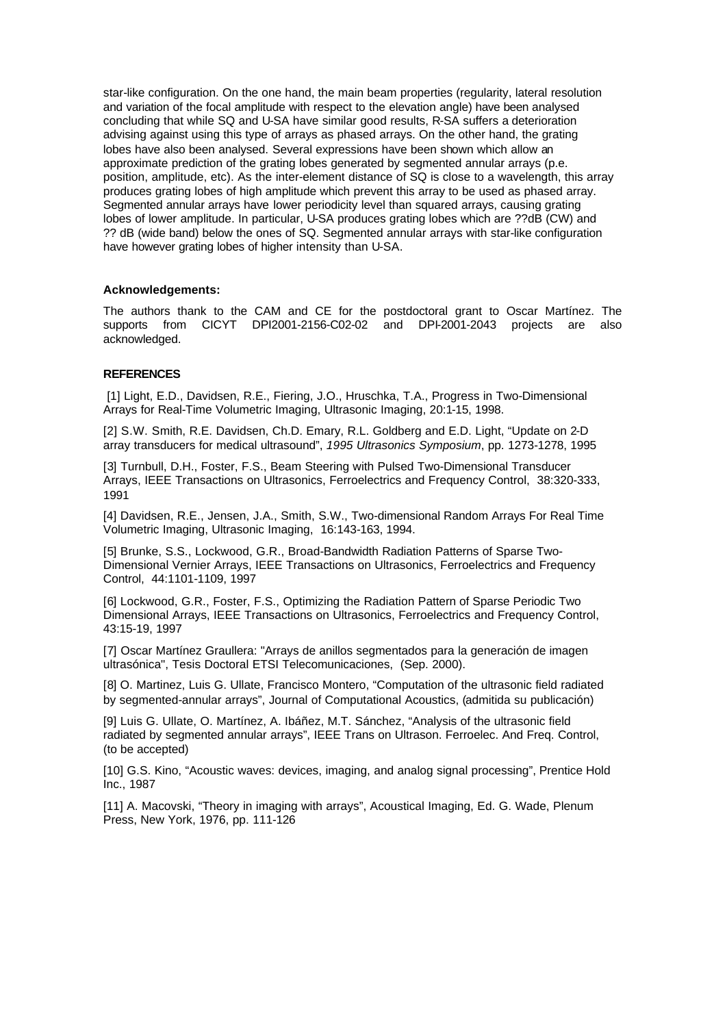star-like configuration. On the one hand, the main beam properties (regularity, lateral resolution and variation of the focal amplitude with respect to the elevation angle) have been analysed concluding that while SQ and U-SA have similar good results, R-SA suffers a deterioration advising against using this type of arrays as phased arrays. On the other hand, the grating lobes have also been analysed. Several expressions have been shown which allow an approximate prediction of the grating lobes generated by segmented annular arrays (p.e. position, amplitude, etc). As the inter-element distance of SQ is close to a wavelength, this array produces grating lobes of high amplitude which prevent this array to be used as phased array. Segmented annular arrays have lower periodicity level than squared arrays, causing grating lobes of lower amplitude. In particular, U-SA produces grating lobes which are ??dB (CW) and ?? dB (wide band) below the ones of SQ. Segmented annular arrays with star-like configuration have however grating lobes of higher intensity than U-SA.

**Acknowledgements:**

The authors thank to the CAM and CE for the postdoctoral grant to Oscar Martínez. The supports from CICYT DPI2001-2156-C02-02 and DPI-2001-2043 projects are also acknowledged.

**REFERENCES**

[1] Light, E.D., Davidsen, R.E., Fiering, J.O., Hruschka, T.A., Progress in Two-Dimensional Arrays for Real-Time Volumetric Imaging, Ultrasonic Imaging, 20:1-15, 1998.

[2] S.W. Smith, R.E. Davidsen, Ch.D. Emary, R.L. Goldberg and E.D. Light, "Update on 2-D array transducers for medical ultrasound", *1995 Ultrasonics Symposium*, pp. 1273-1278, 1995

[3] Turnbull, D.H., Foster, F.S., Beam Steering with Pulsed Two-Dimensional Transducer Arrays, IEEE Transactions on Ultrasonics, Ferroelectrics and Frequency Control, 38:320-333, 1991

[4] Davidsen, R.E., Jensen, J.A., Smith, S.W., Two-dimensional Random Arrays For Real Time Volumetric Imaging, Ultrasonic Imaging, 16:143-163, 1994.

[5] Brunke, S.S., Lockwood, G.R., Broad-Bandwidth Radiation Patterns of Sparse Two-Dimensional Vernier Arrays, IEEE Transactions on Ultrasonics, Ferroelectrics and Frequency Control, 44:1101-1109, 1997

[6] Lockwood, G.R., Foster, F.S., Optimizing the Radiation Pattern of Sparse Periodic Two Dimensional Arrays, IEEE Transactions on Ultrasonics, Ferroelectrics and Frequency Control, 43:15-19, 1997

[7] Oscar Martínez Graullera: "Arrays de anillos segmentados para la generación de imagen ultrasónica", Tesis Doctoral ETSI Telecomunicaciones, (Sep. 2000).

[8] O. Martinez, Luis G. Ullate, Francisco Montero, "Computation of the ultrasonic field radiated by segmented-annular arrays", Journal of Computational Acoustics, (admitida su publicación)

[9] Luis G. Ullate, O. Martínez, A. Ibáñez, M.T. Sánchez, "Analysis of the ultrasonic field radiated by segmented annular arrays", IEEE Trans on Ultrason. Ferroelec. And Freq. Control, (to be accepted)

[10] G.S. Kino, "Acoustic waves: devices, imaging, and analog signal processing", Prentice Hold Inc., 1987

[11] A. Macovski, "Theory in imaging with arrays", Acoustical Imaging, Ed. G. Wade, Plenum Press, New York, 1976, pp. 111-126